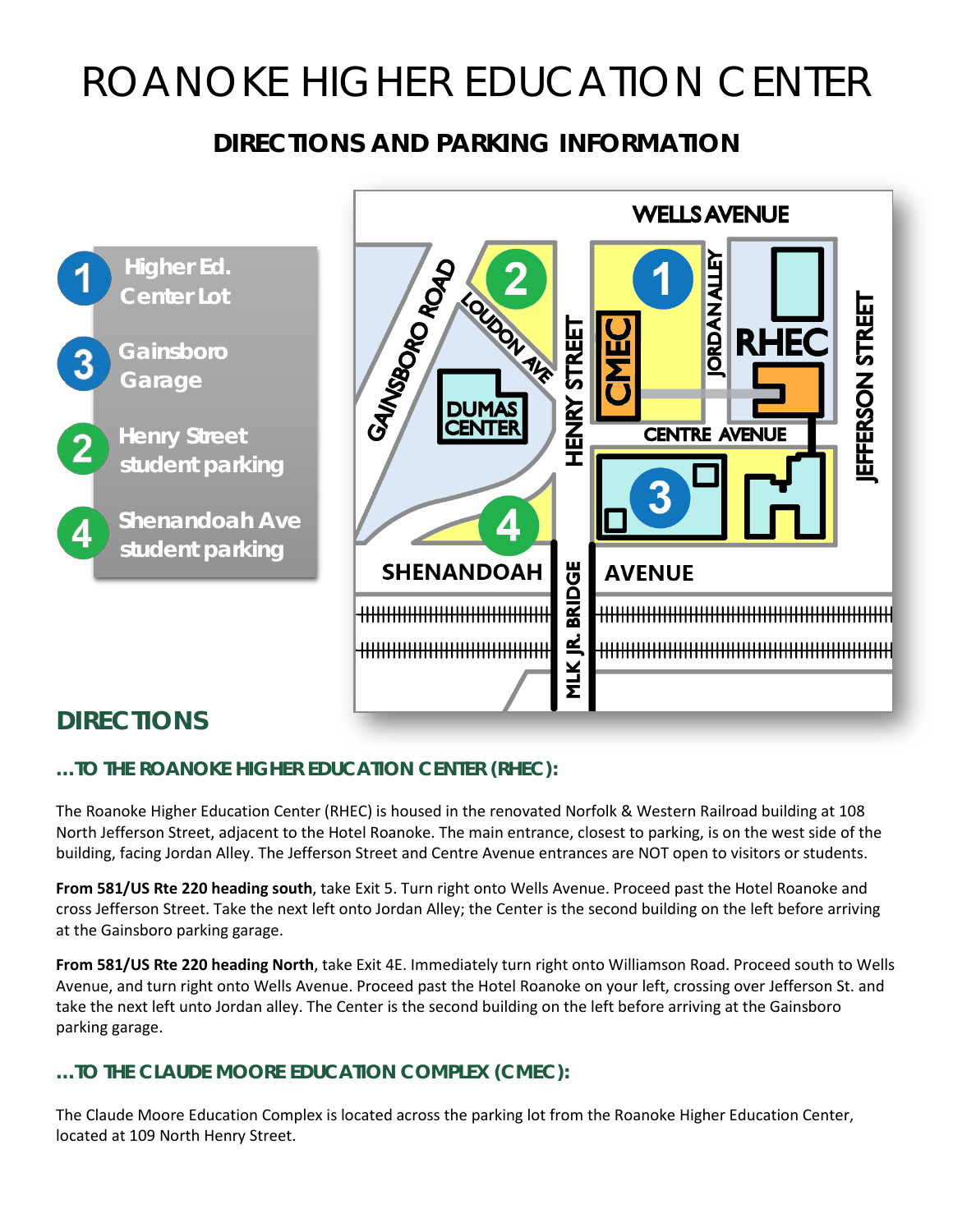# ROANOKE HIGHER EDUCATION CENTER

## DIRECTIONS AND PARKING INFORMATION

1. Higher Ed. Center Lot
3. Gainsboro Garage
2. Henry Street student parking
4. Shenandoah Ave student parking

## DIRECTIONS

### …TO THE ROANOKE HIGHER EDUCATION CENTER (RHEC):

The Roanoke Higher Education Center (RHEC) is housed in the renovated Norfolk & Western Railroad building at 108 North Jefferson Street, adjacent to the Hotel Roanoke. The main entrance, closest to parking, is on the west side of the building, facing Jordan Alley. The Jefferson Street and Centre Avenue entrances are NOT open to visitors or students.

**From 581/US Rte 220 heading south**, take Exit 5. Turn right onto Wells Avenue. Proceed past the Hotel Roanoke and cross Jefferson Street. Take the next left onto Jordan Alley; the Center is the second building on the left before arriving at the Gainsboro parking garage.

**From 581/US Rte 220 heading North**, take Exit 4E. Immediately turn right onto Williamson Road. Proceed south to Wells Avenue, and turn right onto Wells Avenue. Proceed past the Hotel Roanoke on your left, crossing over Jefferson St. and take the next left unto Jordan alley. The Center is the second building on the left before arriving at the Gainsboro parking garage.

### …TO THE CLAUDE MOORE EDUCATION COMPLEX (CMEC):

The Claude Moore Education Complex is located across the parking lot from the Roanoke Higher Education Center, located at 109 North Henry Street.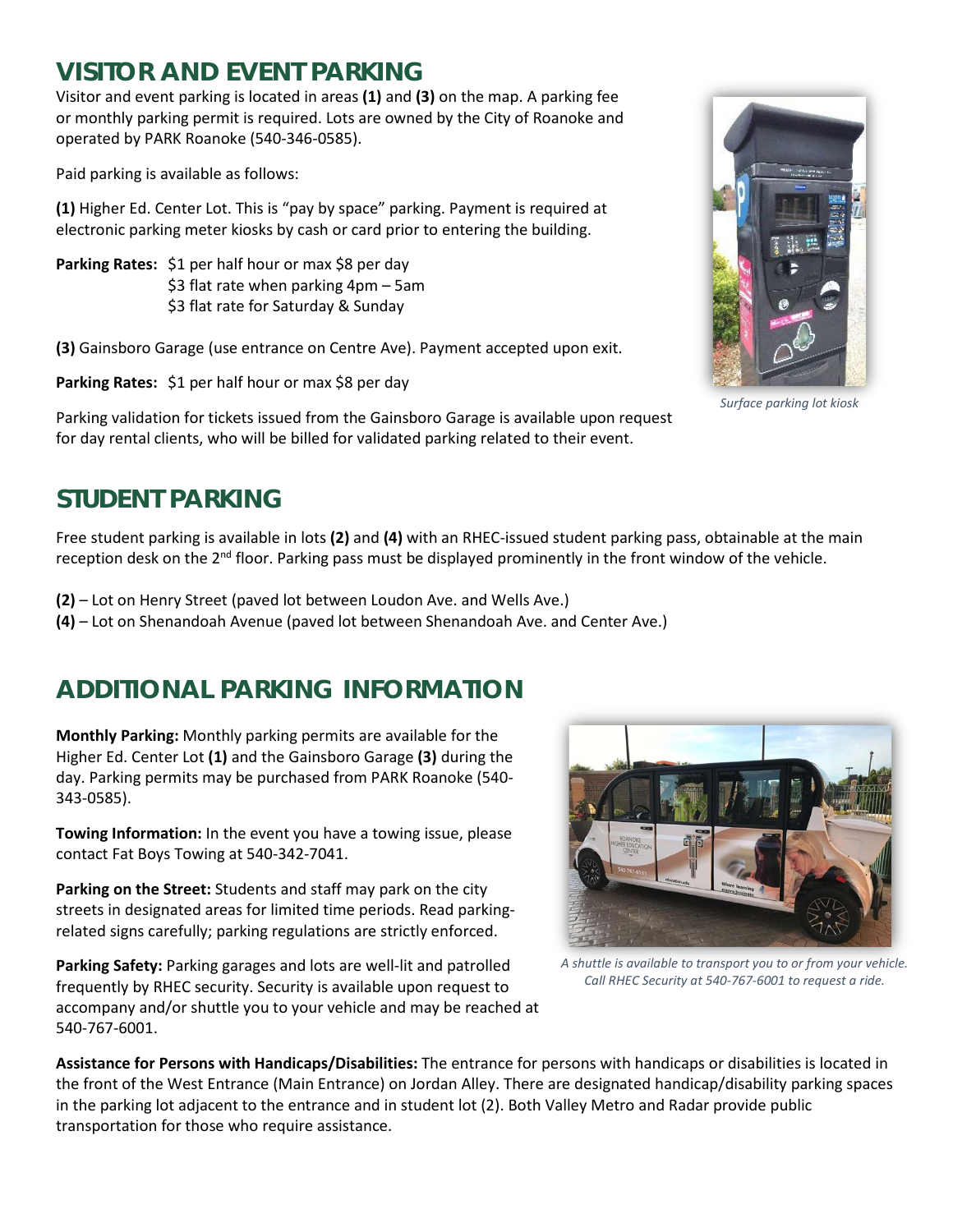## VISITOR AND EVENT PARKING

Visitor and event parking is located in areas **(1)** and **(3)** on the map. A parking fee or monthly parking permit is required. Lots are owned by the City of Roanoke and operated by PARK Roanoke (540-346-0585).

Paid parking is available as follows:

**(1)** Higher Ed. Center Lot. This is "pay by space" parking. Payment is required at electronic parking meter kiosks by cash or card prior to entering the building.

**Parking Rates:** $1 per half hour or max $8 per day
$3 flat rate when parking 4pm – 5am
$3 flat rate for Saturday & Sunday

**(3)** Gainsboro Garage (use entrance on Centre Ave). Payment accepted upon exit.

**Parking Rates:** $1 per half hour or max $8 per day

Parking validation for tickets issued from the Gainsboro Garage is available upon request for day rental clients, who will be billed for validated parking related to their event.

*Surface parking lot kiosk*

## STUDENT PARKING

Free student parking is available in lots **(2)** and **(4)** with an RHEC-issued student parking pass, obtainable at the main reception desk on the 2nd floor. Parking pass must be displayed prominently in the front window of the vehicle.

**(2)** – Lot on Henry Street (paved lot between Loudon Ave. and Wells Ave.)
**(4)** – Lot on Shenandoah Avenue (paved lot between Shenandoah Ave. and Center Ave.)

## ADDITIONAL PARKING INFORMATION

**Monthly Parking:** Monthly parking permits are available for the Higher Ed. Center Lot **(1)** and the Gainsboro Garage **(3)** during the day. Parking permits may be purchased from PARK Roanoke (540-343-0585).

**Towing Information:** In the event you have a towing issue, please contact Fat Boys Towing at 540-342-7041.

**Parking on the Street:** Students and staff may park on the city streets in designated areas for limited time periods. Read parking-related signs carefully; parking regulations are strictly enforced.

**Parking Safety:** Parking garages and lots are well-lit and patrolled frequently by RHEC security. Security is available upon request to accompany and/or shuttle you to your vehicle and may be reached at 540-767-6001.

*A shuttle is available to transport you to or from your vehicle. Call RHEC Security at 540-767-6001 to request a ride.*

**Assistance for Persons with Handicaps/Disabilities:** The entrance for persons with handicaps or disabilities is located in the front of the West Entrance (Main Entrance) on Jordan Alley. There are designated handicap/disability parking spaces in the parking lot adjacent to the entrance and in student lot (2). Both Valley Metro and Radar provide public transportation for those who require assistance.